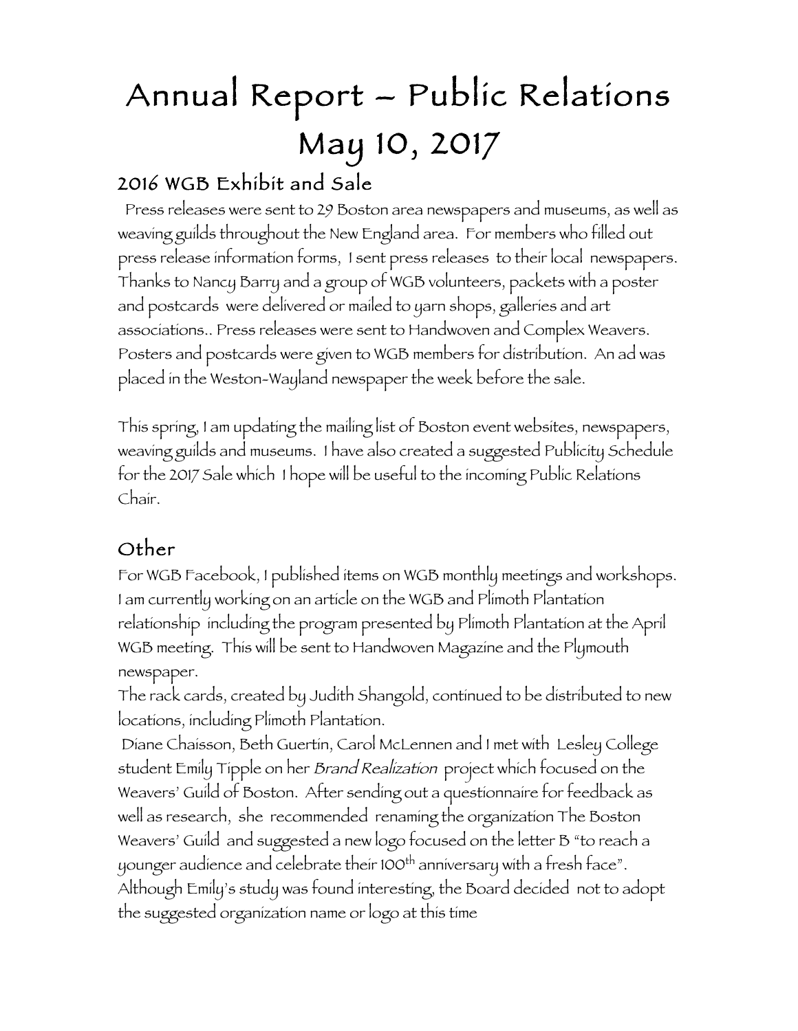# Annual Report – Public Relations
# May 10, 2017

## 2016 WGB Exhibit and Sale

Press releases were sent to 29 Boston area newspapers and museums, as well as weaving guilds throughout the New England area. For members who filled out press release information forms, I sent press releases to their local newspapers. Thanks to Nancy Barry and a group of WGB volunteers, packets with a poster and postcards were delivered or mailed to yarn shops, galleries and art associations.. Press releases were sent to Handwoven and Complex Weavers. Posters and postcards were given to WGB members for distribution. An ad was placed in the Weston-Wayland newspaper the week before the sale.

This spring, I am updating the mailing list of Boston event websites, newspapers, weaving guilds and museums. I have also created a suggested Publicity Schedule for the 2017 Sale which I hope will be useful to the incoming Public Relations Chair.

## Other

For WGB Facebook, I published items on WGB monthly meetings and workshops. I am currently working on an article on the WGB and Plimoth Plantation relationship including the program presented by Plimoth Plantation at the April WGB meeting. This will be sent to Handwoven Magazine and the Plymouth newspaper.

The rack cards, created by Judith Shangold, continued to be distributed to new locations, including Plimoth Plantation.

Diane Chaisson, Beth Guertin, Carol McLennen and I met with Lesley College student Emily Tipple on her *Brand Realization* project which focused on the Weavers' Guild of Boston. After sending out a questionnaire for feedback as well as research, she recommended renaming the organization The Boston Weavers' Guild and suggested a new logo focused on the letter B "to reach a younger audience and celebrate their 100th anniversary with a fresh face". Although Emily's study was found interesting, the Board decided not to adopt the suggested organization name or logo at this time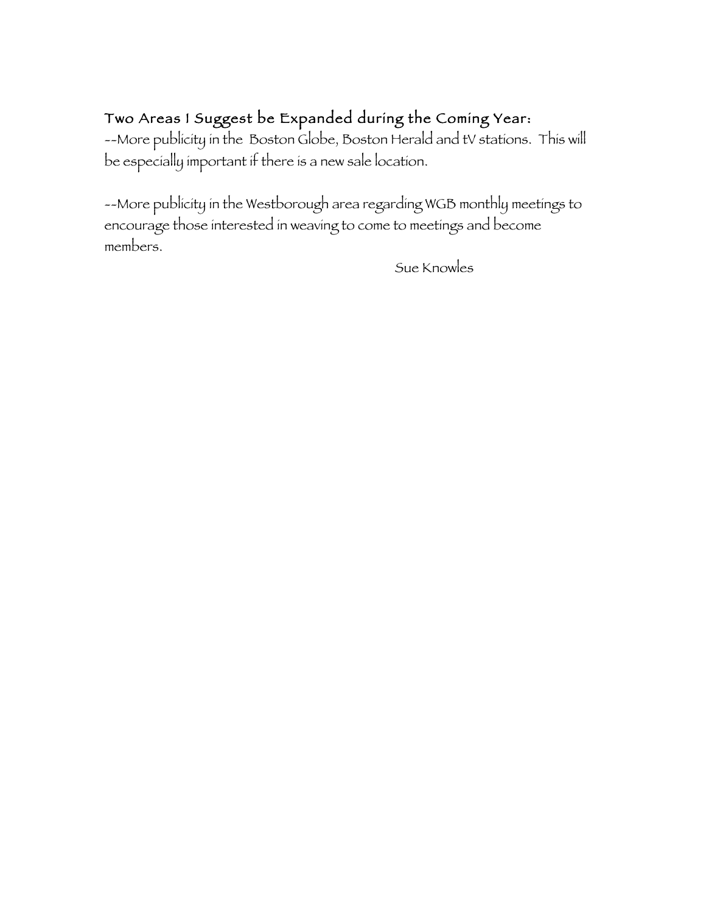**Two Areas I Suggest be Expanded during the Coming Year:**

--More publicity in the Boston Globe, Boston Herald and tV stations. This will be especially important if there is a new sale location.

--More publicity in the Westborough area regarding WGB monthly meetings to encourage those interested in weaving to come to meetings and become members.

Sue Knowles